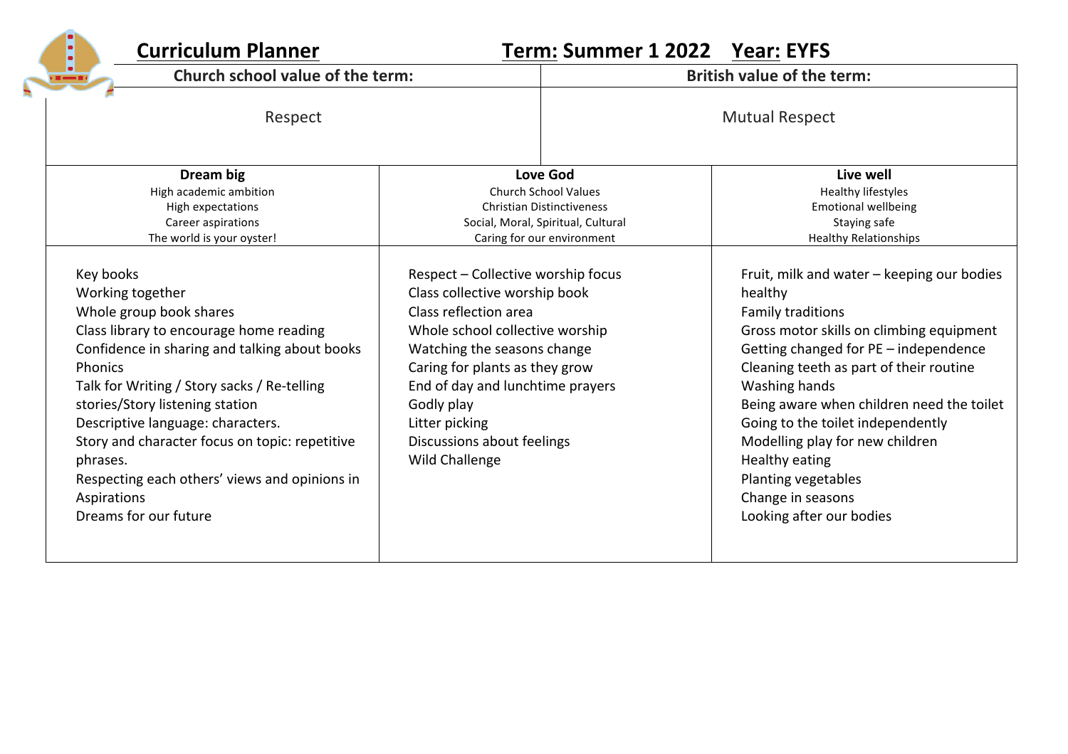# Curriculum Planner

**Term: Summer 1 2022 Year: EYFS**

| Church school value of the term: | British value of the term: |
| --- | --- |
| Respect | Mutual Respect |

| **Dream big**<br>High academic ambition<br>High expectations<br>Career aspirations<br>The world is your oyster! | **Love God**<br>Church School Values<br>Christian Distinctiveness<br>Social, Moral, Spiritual, Cultural<br>Caring for our environment | **Live well**<br>Healthy lifestyles<br>Emotional wellbeing<br>Staying safe<br>Healthy Relationships |
| --- | --- | --- |
| Key books<br>Working together<br>Whole group book shares<br>Class library to encourage home reading<br>Confidence in sharing and talking about books<br>Phonics<br>Talk for Writing / Story sacks / Re-telling stories/Story listening station<br>Descriptive language: characters.<br>Story and character focus on topic: repetitive phrases.<br>Respecting each others' views and opinions in Aspirations<br>Dreams for our future | Respect – Collective worship focus<br>Class collective worship book<br>Class reflection area<br>Whole school collective worship<br>Watching the seasons change<br>Caring for plants as they grow<br>End of day and lunchtime prayers<br>Godly play<br>Litter picking<br>Discussions about feelings<br>Wild Challenge | Fruit, milk and water – keeping our bodies healthy<br>Family traditions<br>Gross motor skills on climbing equipment<br>Getting changed for PE – independence<br>Cleaning teeth as part of their routine<br>Washing hands<br>Being aware when children need the toilet<br>Going to the toilet independently<br>Modelling play for new children<br>Healthy eating<br>Planting vegetables<br>Change in seasons<br>Looking after our bodies |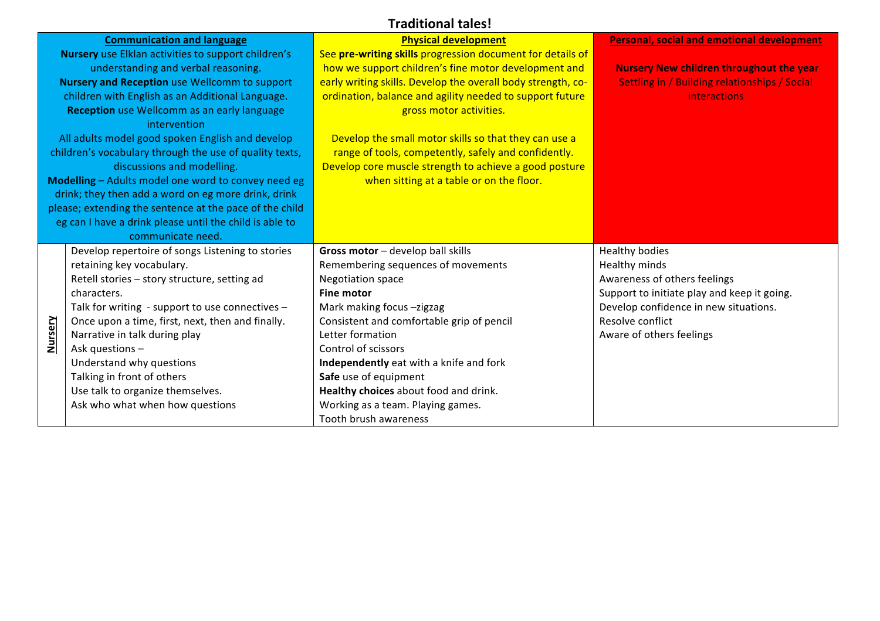# Traditional tales!

| | Communication and language | Physical development | Personal, social and emotional development |
|---|---|---|---|
| | **Nursery** use Elklan activities to support children's understanding and verbal reasoning. **Nursery and Reception** use Wellcomm to support children with English as an Additional Language. **Reception** use Wellcomm as an early language intervention All adults model good spoken English and develop children's vocabulary through the use of quality texts, discussions and modelling. **Modelling** – Adults model one word to convey need eg drink; they then add a word on eg more drink, drink please; extending the sentence at the pace of the child eg can I have a drink please until the child is able to communicate need. | See **pre-writing skills** progression document for details of how we support children's fine motor development and early writing skills. Develop the overall body strength, co-ordination, balance and agility needed to support future gross motor activities. <br><br> Develop the small motor skills so that they can use a range of tools, competently, safely and confidently. Develop core muscle strength to achieve a good posture when sitting at a table or on the floor. | **Nursery New children throughout the year** <br> Settling in / Building relationships / Social interactions |
| **Nursery** | Develop repertoire of songs Listening to stories retaining key vocabulary.<br>Retell stories – story structure, setting ad characters.<br>Talk for writing - support to use connectives – Once upon a time, first, next, then and finally.<br>Narrative in talk during play<br>Ask questions –<br>Understand why questions<br>Talking in front of others<br>Use talk to organize themselves.<br>Ask who what when how questions | **Gross motor** – develop ball skills<br>Remembering sequences of movements<br>Negotiation space<br>**Fine motor**<br>Mark making focus –zigzag<br>Consistent and comfortable grip of pencil<br>Letter formation<br>Control of scissors<br>**Independently** eat with a knife and fork<br>**Safe** use of equipment<br>**Healthy choices** about food and drink.<br>Working as a team. Playing games.<br>Tooth brush awareness | Healthy bodies<br>Healthy minds<br>Awareness of others feelings<br>Support to initiate play and keep it going.<br>Develop confidence in new situations.<br>Resolve conflict<br>Aware of others feelings |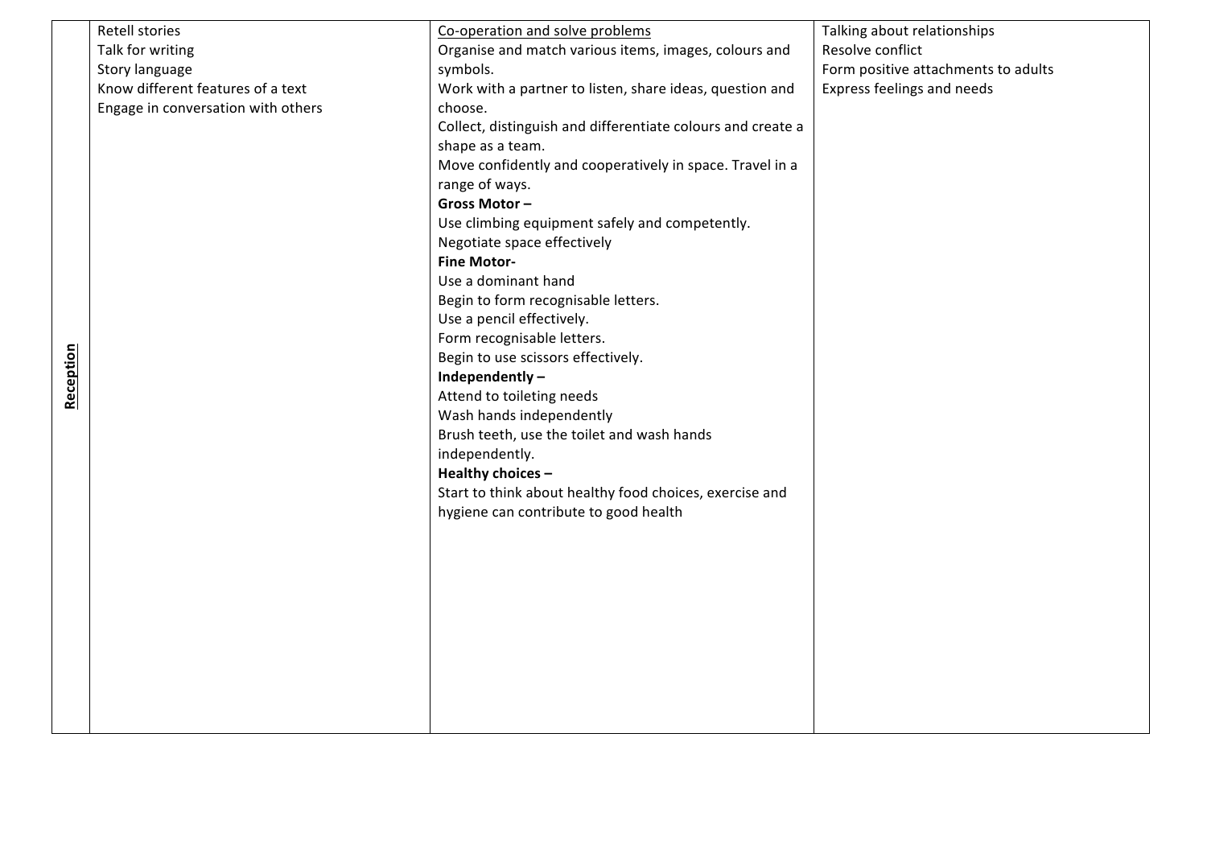| | | | |
|---|---|---|---|
| **Reception** | Retell stories<br>Talk for writing<br>Story language<br>Know different features of a text<br>Engage in conversation with others | <u>Co-operation and solve problems</u><br>Organise and match various items, images, colours and symbols.<br>Work with a partner to listen, share ideas, question and choose.<br>Collect, distinguish and differentiate colours and create a shape as a team.<br>Move confidently and cooperatively in space. Travel in a range of ways.<br>**Gross Motor –**<br>Use climbing equipment safely and competently.<br>Negotiate space effectively<br>**Fine Motor-**<br>Use a dominant hand<br>Begin to form recognisable letters.<br>Use a pencil effectively.<br>Form recognisable letters.<br>Begin to use scissors effectively.<br>**Independently –**<br>Attend to toileting needs<br>Wash hands independently<br>Brush teeth, use the toilet and wash hands independently.<br>**Healthy choices –**<br>Start to think about healthy food choices, exercise and hygiene can contribute to good health | Talking about relationships<br>Resolve conflict<br>Form positive attachments to adults<br>Express feelings and needs |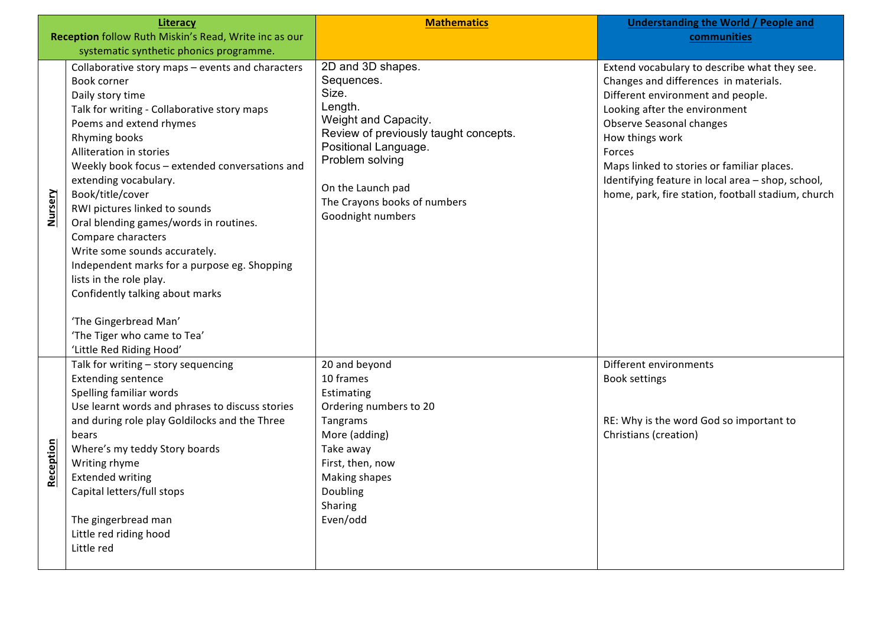| | **Literacy**<br>**Reception** follow Ruth Miskin's Read, Write inc as our systematic synthetic phonics programme. | **Mathematics** | **Understanding the World / People and communities** |
|---|---|---|---|
| **Nursery** | Collaborative story maps – events and characters<br>Book corner<br>Daily story time<br>Talk for writing - Collaborative story maps<br>Poems and extend rhymes<br>Rhyming books<br>Alliteration in stories<br>Weekly book focus – extended conversations and extending vocabulary.<br>Book/title/cover<br>RWI pictures linked to sounds<br>Oral blending games/words in routines.<br>Compare characters<br>Write some sounds accurately.<br>Independent marks for a purpose eg. Shopping lists in the role play.<br>Confidently talking about marks<br><br>'The Gingerbread Man'<br>'The Tiger who came to Tea'<br>'Little Red Riding Hood' | 2D and 3D shapes.<br>Sequences.<br>Size.<br>Length.<br>Weight and Capacity.<br>Review of previously taught concepts.<br>Positional Language.<br>Problem solving<br><br>On the Launch pad<br>The Crayons books of numbers<br>Goodnight numbers | Extend vocabulary to describe what they see.<br>Changes and differences in materials.<br>Different environment and people.<br>Looking after the environment<br>Observe Seasonal changes<br>How things work<br>Forces<br>Maps linked to stories or familiar places.<br>Identifying feature in local area – shop, school, home, park, fire station, football stadium, church |
| **Reception** | Talk for writing – story sequencing<br>Extending sentence<br>Spelling familiar words<br>Use learnt words and phrases to discuss stories and during role play Goldilocks and the Three bears<br>Where's my teddy Story boards<br>Writing rhyme<br>Extended writing<br>Capital letters/full stops<br><br>The gingerbread man<br>Little red riding hood<br>Little red | 20 and beyond<br>10 frames<br>Estimating<br>Ordering numbers to 20<br>Tangrams<br>More (adding)<br>Take away<br>First, then, now<br>Making shapes<br>Doubling<br>Sharing<br>Even/odd | Different environments<br>Book settings<br><br><br>RE: Why is the word God so important to Christians (creation) |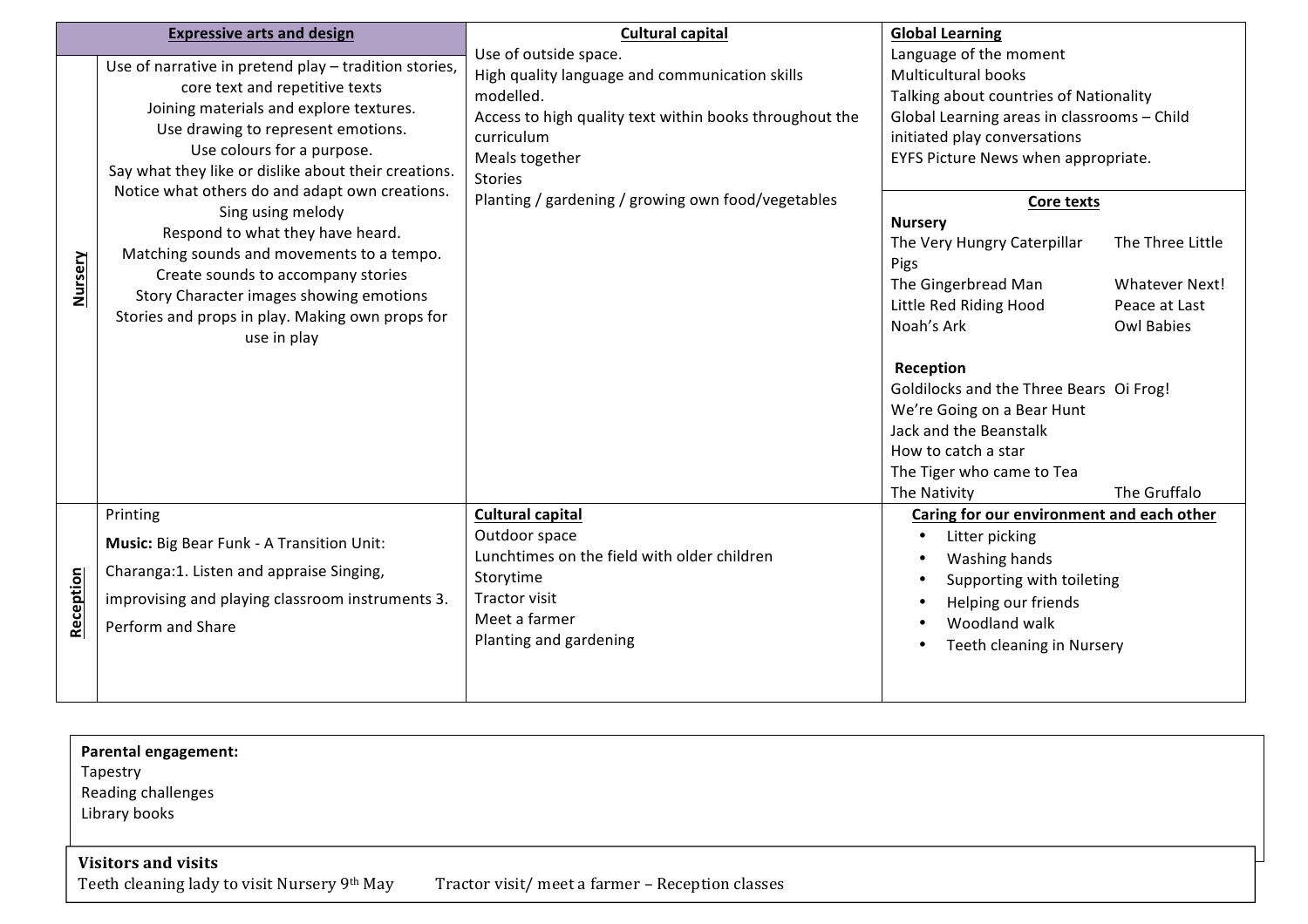| | Expressive arts and design | Cultural capital | Global Learning |
|---|---|---|---|
| **Nursery** | Use of narrative in pretend play – tradition stories, core text and repetitive texts<br>Joining materials and explore textures.<br>Use drawing to represent emotions.<br>Use colours for a purpose.<br>Say what they like or dislike about their creations.<br>Notice what others do and adapt own creations.<br>Sing using melody<br>Respond to what they have heard.<br>Matching sounds and movements to a tempo.<br>Create sounds to accompany stories<br>Story Character images showing emotions<br>Stories and props in play. Making own props for use in play | Use of outside space.<br>High quality language and communication skills modelled.<br>Access to high quality text within books throughout the curriculum<br>Meals together<br>Stories<br>Planting / gardening / growing own food/vegetables | Language of the moment<br>Multicultural books<br>Talking about countries of Nationality<br>Global Learning areas in classrooms – Child initiated play conversations<br>EYFS Picture News when appropriate.<br><br>**Core texts**<br>**Nursery**<br>The Very Hungry Caterpillar<br>The Three Little Pigs<br>The Gingerbread Man<br>Whatever Next!<br>Little Red Riding Hood<br>Peace at Last<br>Noah's Ark<br>Owl Babies<br><br>**Reception**<br>Goldilocks and the Three Bears<br>Oi Frog!<br>We're Going on a Bear Hunt<br>Jack and the Beanstalk<br>How to catch a star<br>The Tiger who came to Tea<br>The Nativity<br>The Gruffalo |
| **Reception** | Printing<br>**Music:** Big Bear Funk - A Transition Unit: Charanga:1. Listen and appraise Singing, improvising and playing classroom instruments 3. Perform and Share | **Cultural capital**<br>Outdoor space<br>Lunchtimes on the field with older children<br>Storytime<br>Tractor visit<br>Meet a farmer<br>Planting and gardening | **Caring for our environment and each other**<br>• Litter picking<br>• Washing hands<br>• Supporting with toileting<br>• Helping our friends<br>• Woodland walk<br>• Teeth cleaning in Nursery |

**Parental engagement:**
Tapestry
Reading challenges
Library books

**Visitors and visits**
Teeth cleaning lady to visit Nursery 9th May    Tractor visit/ meet a farmer – Reception classes